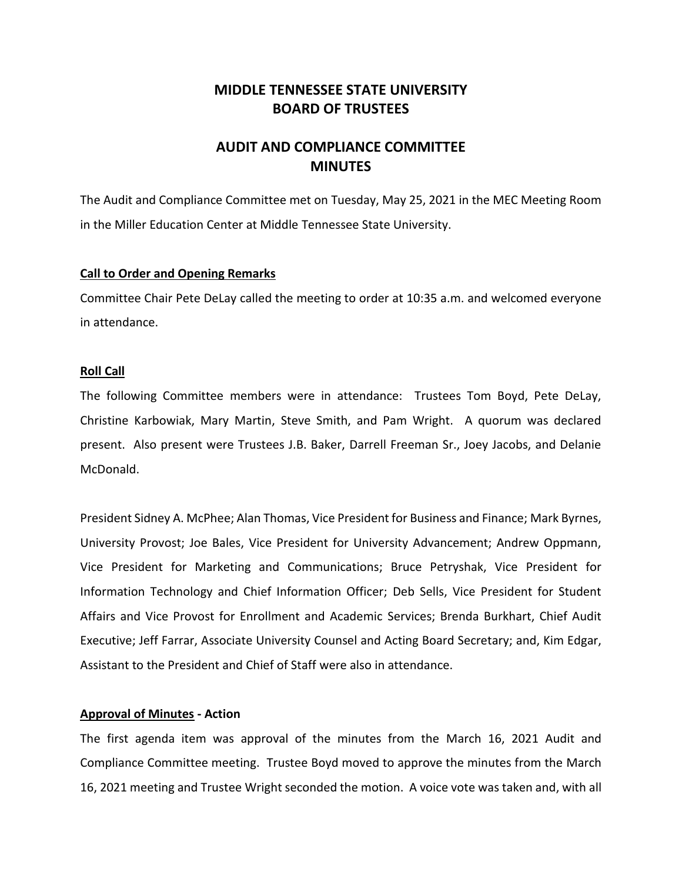# MIDDLE TENNESSEE STATE UNIVERSITY
# BOARD OF TRUSTEES

## AUDIT AND COMPLIANCE COMMITTEE
## MINUTES

The Audit and Compliance Committee met on Tuesday, May 25, 2021 in the MEC Meeting Room in the Miller Education Center at Middle Tennessee State University.

**Call to Order and Opening Remarks**

Committee Chair Pete DeLay called the meeting to order at 10:35 a.m. and welcomed everyone in attendance.

**Roll Call**

The following Committee members were in attendance: Trustees Tom Boyd, Pete DeLay, Christine Karbowiak, Mary Martin, Steve Smith, and Pam Wright. A quorum was declared present. Also present were Trustees J.B. Baker, Darrell Freeman Sr., Joey Jacobs, and Delanie McDonald.

President Sidney A. McPhee; Alan Thomas, Vice President for Business and Finance; Mark Byrnes, University Provost; Joe Bales, Vice President for University Advancement; Andrew Oppmann, Vice President for Marketing and Communications; Bruce Petryshak, Vice President for Information Technology and Chief Information Officer; Deb Sells, Vice President for Student Affairs and Vice Provost for Enrollment and Academic Services; Brenda Burkhart, Chief Audit Executive; Jeff Farrar, Associate University Counsel and Acting Board Secretary; and, Kim Edgar, Assistant to the President and Chief of Staff were also in attendance.

**Approval of Minutes - Action**

The first agenda item was approval of the minutes from the March 16, 2021 Audit and Compliance Committee meeting. Trustee Boyd moved to approve the minutes from the March 16, 2021 meeting and Trustee Wright seconded the motion. A voice vote was taken and, with all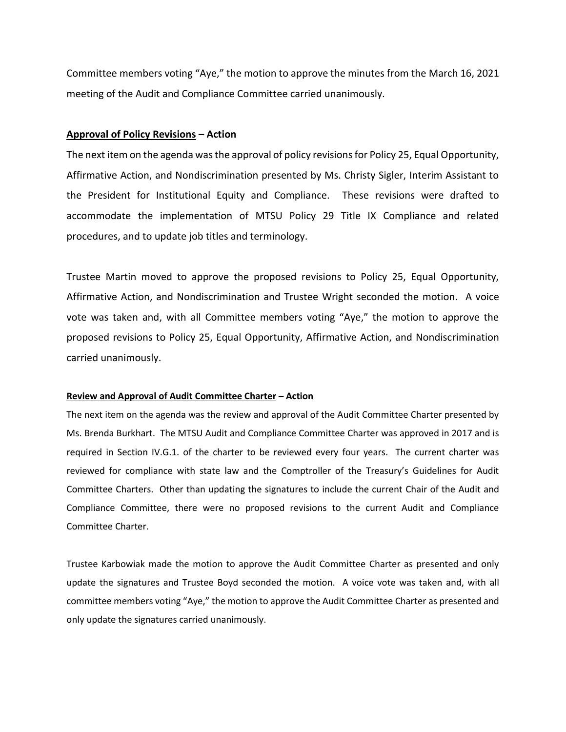Committee members voting "Aye," the motion to approve the minutes from the March 16, 2021 meeting of the Audit and Compliance Committee carried unanimously.

**Approval of Policy Revisions – Action**

The next item on the agenda was the approval of policy revisions for Policy 25, Equal Opportunity, Affirmative Action, and Nondiscrimination presented by Ms. Christy Sigler, Interim Assistant to the President for Institutional Equity and Compliance. These revisions were drafted to accommodate the implementation of MTSU Policy 29 Title IX Compliance and related procedures, and to update job titles and terminology.

Trustee Martin moved to approve the proposed revisions to Policy 25, Equal Opportunity, Affirmative Action, and Nondiscrimination and Trustee Wright seconded the motion. A voice vote was taken and, with all Committee members voting "Aye," the motion to approve the proposed revisions to Policy 25, Equal Opportunity, Affirmative Action, and Nondiscrimination carried unanimously.

**Review and Approval of Audit Committee Charter – Action**

The next item on the agenda was the review and approval of the Audit Committee Charter presented by Ms. Brenda Burkhart. The MTSU Audit and Compliance Committee Charter was approved in 2017 and is required in Section IV.G.1. of the charter to be reviewed every four years. The current charter was reviewed for compliance with state law and the Comptroller of the Treasury's Guidelines for Audit Committee Charters. Other than updating the signatures to include the current Chair of the Audit and Compliance Committee, there were no proposed revisions to the current Audit and Compliance Committee Charter.

Trustee Karbowiak made the motion to approve the Audit Committee Charter as presented and only update the signatures and Trustee Boyd seconded the motion. A voice vote was taken and, with all committee members voting "Aye," the motion to approve the Audit Committee Charter as presented and only update the signatures carried unanimously.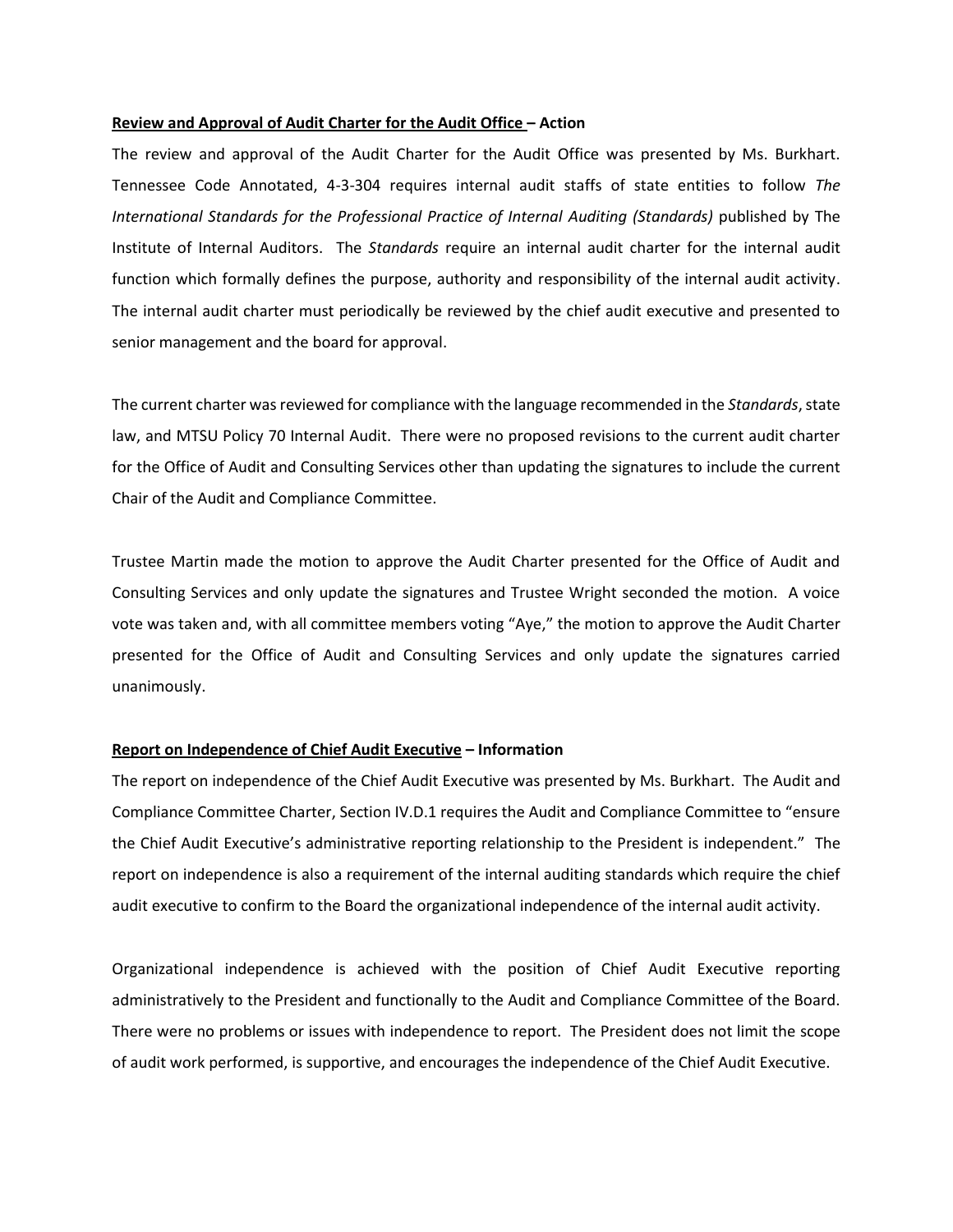**<u>Review and Approval of Audit Charter for the Audit Office</u> – Action**

The review and approval of the Audit Charter for the Audit Office was presented by Ms. Burkhart. Tennessee Code Annotated, 4-3-304 requires internal audit staffs of state entities to follow *The International Standards for the Professional Practice of Internal Auditing (Standards)* published by The Institute of Internal Auditors. The *Standards* require an internal audit charter for the internal audit function which formally defines the purpose, authority and responsibility of the internal audit activity. The internal audit charter must periodically be reviewed by the chief audit executive and presented to senior management and the board for approval.

The current charter was reviewed for compliance with the language recommended in the *Standards*, state law, and MTSU Policy 70 Internal Audit. There were no proposed revisions to the current audit charter for the Office of Audit and Consulting Services other than updating the signatures to include the current Chair of the Audit and Compliance Committee.

Trustee Martin made the motion to approve the Audit Charter presented for the Office of Audit and Consulting Services and only update the signatures and Trustee Wright seconded the motion. A voice vote was taken and, with all committee members voting "Aye," the motion to approve the Audit Charter presented for the Office of Audit and Consulting Services and only update the signatures carried unanimously.

**<u>Report on Independence of Chief Audit Executive</u> – Information**

The report on independence of the Chief Audit Executive was presented by Ms. Burkhart. The Audit and Compliance Committee Charter, Section IV.D.1 requires the Audit and Compliance Committee to "ensure the Chief Audit Executive's administrative reporting relationship to the President is independent." The report on independence is also a requirement of the internal auditing standards which require the chief audit executive to confirm to the Board the organizational independence of the internal audit activity.

Organizational independence is achieved with the position of Chief Audit Executive reporting administratively to the President and functionally to the Audit and Compliance Committee of the Board. There were no problems or issues with independence to report. The President does not limit the scope of audit work performed, is supportive, and encourages the independence of the Chief Audit Executive.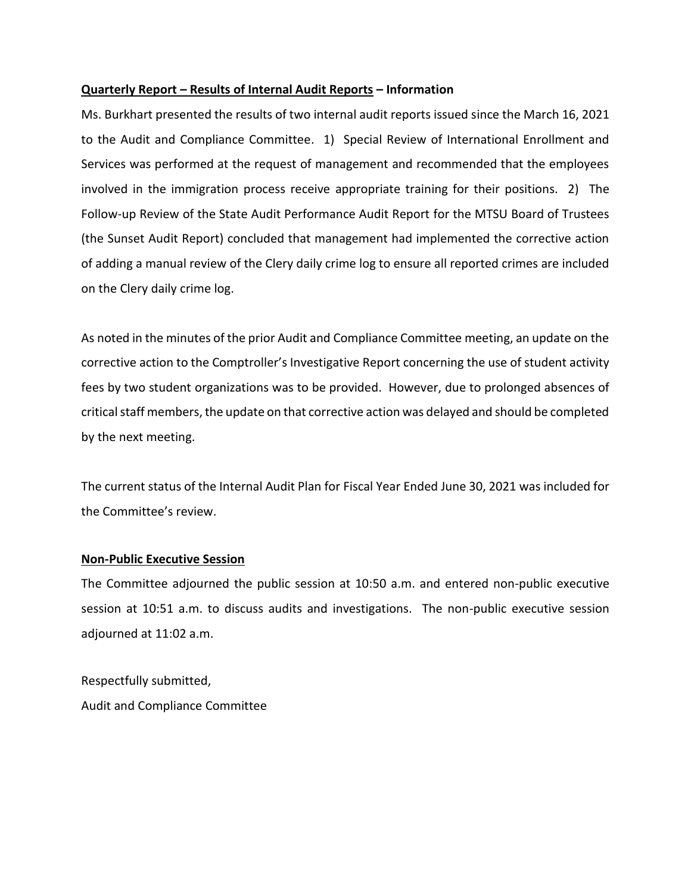**Quarterly Report – Results of Internal Audit Reports – Information**

Ms. Burkhart presented the results of two internal audit reports issued since the March 16, 2021 to the Audit and Compliance Committee. 1) Special Review of International Enrollment and Services was performed at the request of management and recommended that the employees involved in the immigration process receive appropriate training for their positions. 2) The Follow-up Review of the State Audit Performance Audit Report for the MTSU Board of Trustees (the Sunset Audit Report) concluded that management had implemented the corrective action of adding a manual review of the Clery daily crime log to ensure all reported crimes are included on the Clery daily crime log.

As noted in the minutes of the prior Audit and Compliance Committee meeting, an update on the corrective action to the Comptroller's Investigative Report concerning the use of student activity fees by two student organizations was to be provided. However, due to prolonged absences of critical staff members, the update on that corrective action was delayed and should be completed by the next meeting.

The current status of the Internal Audit Plan for Fiscal Year Ended June 30, 2021 was included for the Committee's review.

**Non-Public Executive Session**

The Committee adjourned the public session at 10:50 a.m. and entered non-public executive session at 10:51 a.m. to discuss audits and investigations. The non-public executive session adjourned at 11:02 a.m.

Respectfully submitted,
Audit and Compliance Committee